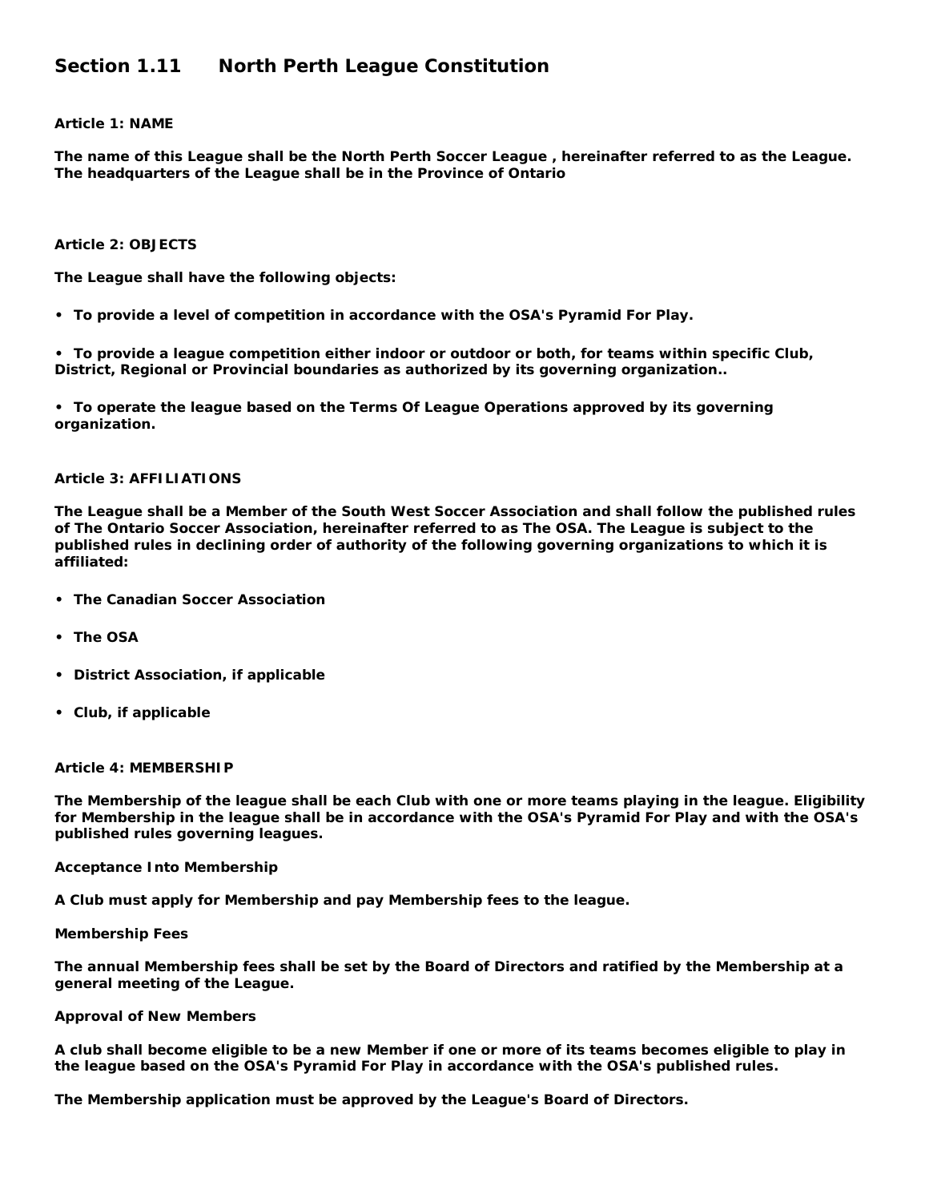# Section 1.11 North Perth League Constitution

### Article 1: NAME

**The name of this League shall be the North Perth Soccer League , hereinafter referred to as the League. The headquarters of the League shall be in the Province of Ontario**

### Article 2: OBJECTS

**The League shall have the following objects:**

- **To provide a level of competition in accordance with the OSA's Pyramid For Play.**
- **To provide a league competition either indoor or outdoor or both, for teams within specific Club, District, Regional or Provincial boundaries as authorized by its governing organization..**
- **To operate the league based on the Terms Of League Operations approved by its governing organization.**

### Article 3: AFFILIATIONS

**The League shall be a Member of the South West Soccer Association and shall follow the published rules of The Ontario Soccer Association, hereinafter referred to as The OSA. The League is subject to the published rules in declining order of authority of the following governing organizations to which it is affiliated:**

- **The Canadian Soccer Association**
- **The OSA**
- **District Association, if applicable**
- **Club, if applicable**

### Article 4: MEMBERSHIP

**The Membership of the league shall be each Club with one or more teams playing in the league. Eligibility for Membership in the league shall be in accordance with the OSA's Pyramid For Play and with the OSA's published rules governing leagues.**

**Acceptance Into Membership**

**A Club must apply for Membership and pay Membership fees to the league.**

**Membership Fees**

**The annual Membership fees shall be set by the Board of Directors and ratified by the Membership at a general meeting of the League.**

**Approval of New Members**

**A club shall become eligible to be a new Member if one or more of its teams becomes eligible to play in the league based on the OSA's Pyramid For Play in accordance with the OSA's published rules.**

**The Membership application must be approved by the League's Board of Directors.**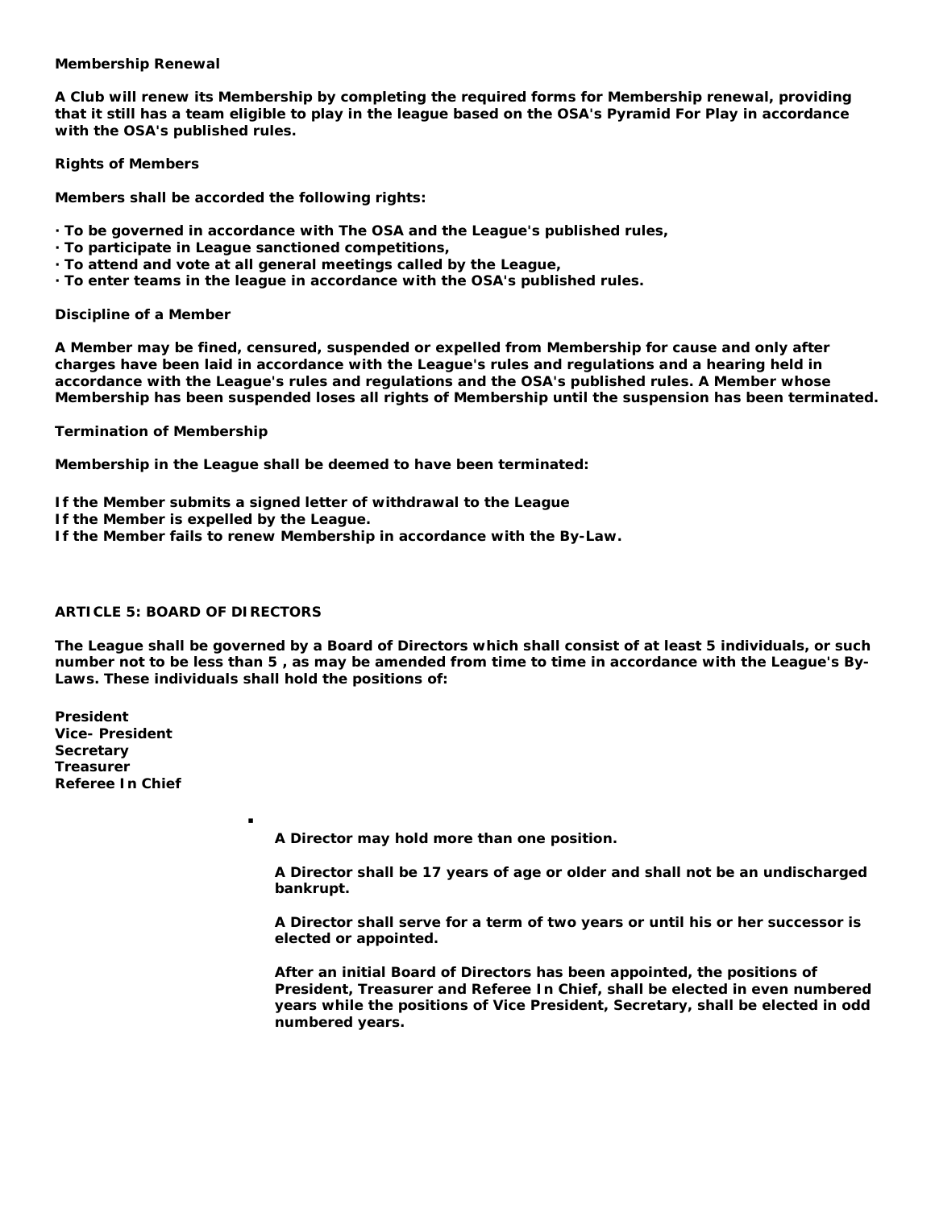**Membership Renewal**

**A Club will renew its Membership by completing the required forms for Membership renewal, providing that it still has a team eligible to play in the league based on the OSA's Pyramid For Play in accordance with the OSA's published rules.**

**Rights of Members**

**Members shall be accorded the following rights:**

- **To be governed in accordance with The OSA and the League's published rules,**
- **To participate in League sanctioned competitions,**
- **To attend and vote at all general meetings called by the League,**
- **To enter teams in the league in accordance with the OSA's published rules.**

**Discipline of a Member**

**A Member may be fined, censured, suspended or expelled from Membership for cause and only after charges have been laid in accordance with the League's rules and regulations and a hearing held in accordance with the League's rules and regulations and the OSA's published rules. A Member whose Membership has been suspended loses all rights of Membership until the suspension has been terminated.**

**Termination of Membership**

**Membership in the League shall be deemed to have been terminated:**

**If the Member submits a signed letter of withdrawal to the League**
**If the Member is expelled by the League.**
**If the Member fails to renew Membership in accordance with the By-Law.**

## ARTICLE 5: BOARD OF DIRECTORS

**The League shall be governed by a Board of Directors which shall consist of at least 5 individuals, or such number not to be less than 5 , as may be amended from time to time in accordance with the League's By-Laws. These individuals shall hold the positions of:**

**President**
**Vice- President**
**Secretary**
**Treasurer**
**Referee In Chief**

- **A Director may hold more than one position.**

  **A Director shall be 17 years of age or older and shall not be an undischarged bankrupt.**

  **A Director shall serve for a term of two years or until his or her successor is elected or appointed.**

  **After an initial Board of Directors has been appointed, the positions of President, Treasurer and Referee In Chief, shall be elected in even numbered years while the positions of Vice President, Secretary, shall be elected in odd numbered years.**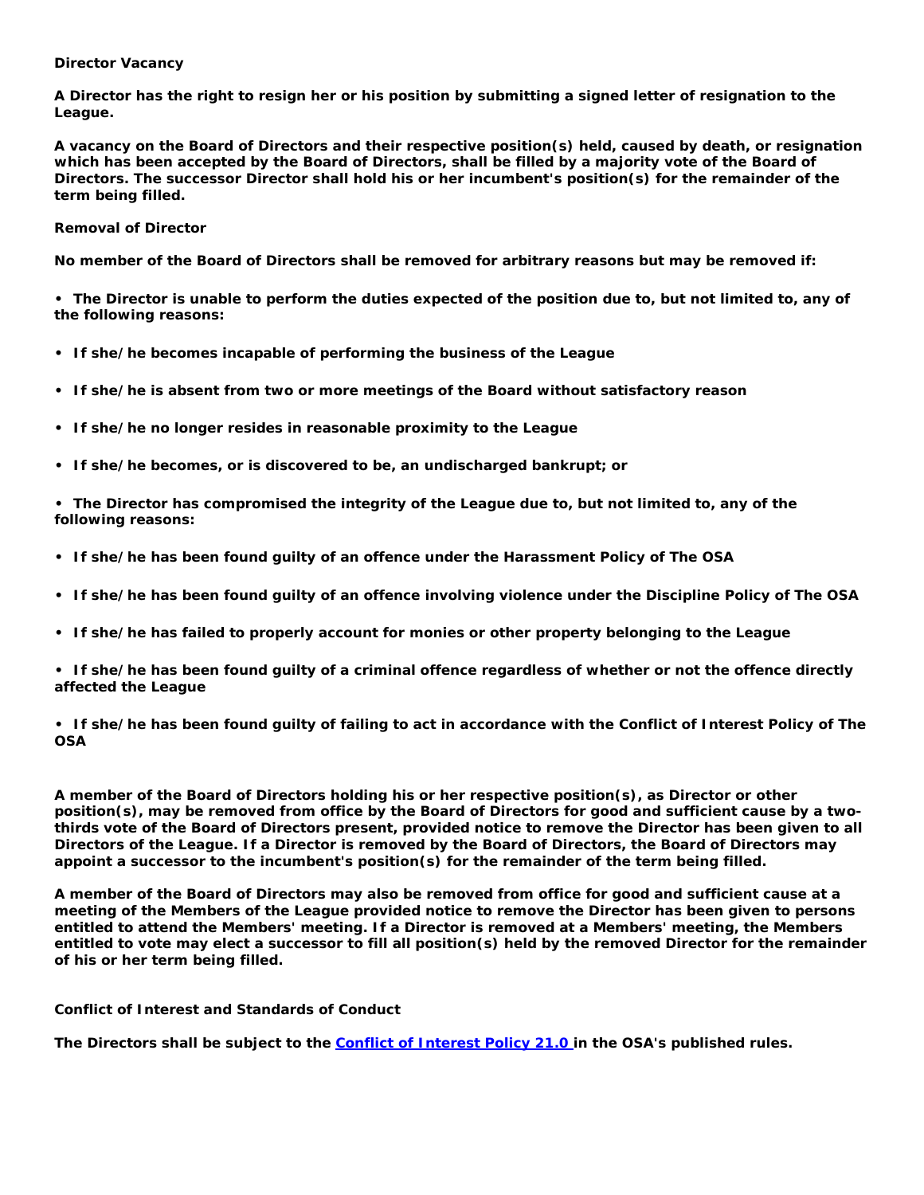**Director Vacancy**

**A Director has the right to resign her or his position by submitting a signed letter of resignation to the League.**

**A vacancy on the Board of Directors and their respective position(s) held, caused by death, or resignation which has been accepted by the Board of Directors, shall be filled by a majority vote of the Board of Directors. The successor Director shall hold his or her incumbent's position(s) for the remainder of the term being filled.**

**Removal of Director**

**No member of the Board of Directors shall be removed for arbitrary reasons but may be removed if:**

- **The Director is unable to perform the duties expected of the position due to, but not limited to, any of the following reasons:**
- **If she/he becomes incapable of performing the business of the League**
- **If she/he is absent from two or more meetings of the Board without satisfactory reason**
- **If she/he no longer resides in reasonable proximity to the League**
- **If she/he becomes, or is discovered to be, an undischarged bankrupt; or**
- **The Director has compromised the integrity of the League due to, but not limited to, any of the following reasons:**
- **If she/he has been found guilty of an offence under the Harassment Policy of The OSA**
- **If she/he has been found guilty of an offence involving violence under the Discipline Policy of The OSA**
- **If she/he has failed to properly account for monies or other property belonging to the League**
- **If she/he has been found guilty of a criminal offence regardless of whether or not the offence directly affected the League**
- **If she/he has been found guilty of failing to act in accordance with the Conflict of Interest Policy of The OSA**

**A member of the Board of Directors holding his or her respective position(s), as Director or other position(s), may be removed from office by the Board of Directors for good and sufficient cause by a two-thirds vote of the Board of Directors present, provided notice to remove the Director has been given to all Directors of the League. If a Director is removed by the Board of Directors, the Board of Directors may appoint a successor to the incumbent's position(s) for the remainder of the term being filled.**

**A member of the Board of Directors may also be removed from office for good and sufficient cause at a meeting of the Members of the League provided notice to remove the Director has been given to persons entitled to attend the Members' meeting. If a Director is removed at a Members' meeting, the Members entitled to vote may elect a successor to fill all position(s) held by the removed Director for the remainder of his or her term being filled.**

**Conflict of Interest and Standards of Conduct**

**The Directors shall be subject to the Conflict of Interest Policy 21.0 in the OSA's published rules.**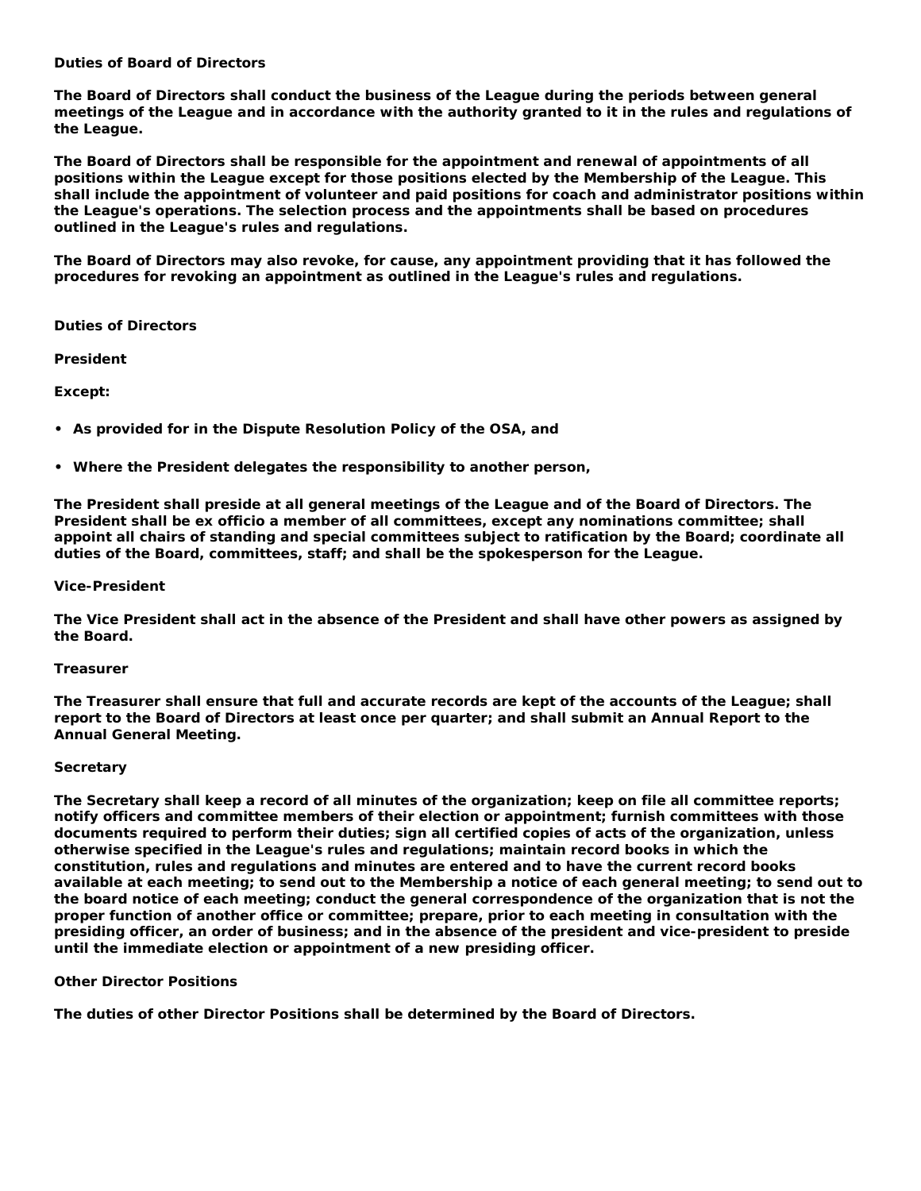## Duties of Board of Directors

The Board of Directors shall conduct the business of the League during the periods between general meetings of the League and in accordance with the authority granted to it in the rules and regulations of the League.

The Board of Directors shall be responsible for the appointment and renewal of appointments of all positions within the League except for those positions elected by the Membership of the League. This shall include the appointment of volunteer and paid positions for coach and administrator positions within the League's operations. The selection process and the appointments shall be based on procedures outlined in the League's rules and regulations.

The Board of Directors may also revoke, for cause, any appointment providing that it has followed the procedures for revoking an appointment as outlined in the League's rules and regulations.

## Duties of Directors

### President

Except:

- As provided for in the Dispute Resolution Policy of the OSA, and
- Where the President delegates the responsibility to another person,

The President shall preside at all general meetings of the League and of the Board of Directors. The President shall be ex officio a member of all committees, except any nominations committee; shall appoint all chairs of standing and special committees subject to ratification by the Board; coordinate all duties of the Board, committees, staff; and shall be the spokesperson for the League.

### Vice-President

The Vice President shall act in the absence of the President and shall have other powers as assigned by the Board.

### Treasurer

The Treasurer shall ensure that full and accurate records are kept of the accounts of the League; shall report to the Board of Directors at least once per quarter; and shall submit an Annual Report to the Annual General Meeting.

### Secretary

The Secretary shall keep a record of all minutes of the organization; keep on file all committee reports; notify officers and committee members of their election or appointment; furnish committees with those documents required to perform their duties; sign all certified copies of acts of the organization, unless otherwise specified in the League's rules and regulations; maintain record books in which the constitution, rules and regulations and minutes are entered and to have the current record books available at each meeting; to send out to the Membership a notice of each general meeting; to send out to the board notice of each meeting; conduct the general correspondence of the organization that is not the proper function of another office or committee; prepare, prior to each meeting in consultation with the presiding officer, an order of business; and in the absence of the president and vice-president to preside until the immediate election or appointment of a new presiding officer.

### Other Director Positions

The duties of other Director Positions shall be determined by the Board of Directors.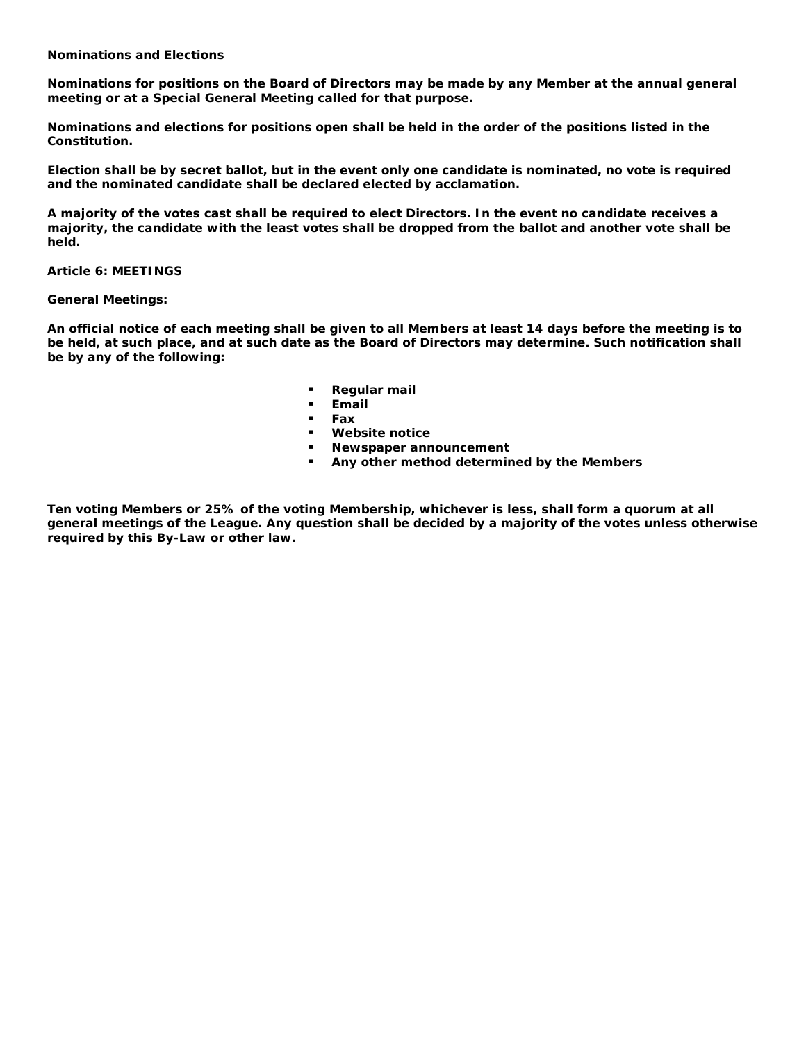**Nominations and Elections**

**Nominations for positions on the Board of Directors may be made by any Member at the annual general meeting or at a Special General Meeting called for that purpose.**

**Nominations and elections for positions open shall be held in the order of the positions listed in the Constitution.**

**Election shall be by secret ballot, but in the event only one candidate is nominated, no vote is required and the nominated candidate shall be declared elected by acclamation.**

**A majority of the votes cast shall be required to elect Directors. In the event no candidate receives a majority, the candidate with the least votes shall be dropped from the ballot and another vote shall be held.**

## Article 6: MEETINGS

**General Meetings:**

**An official notice of each meeting shall be given to all Members at least 14 days before the meeting is to be held, at such place, and at such date as the Board of Directors may determine. Such notification shall be by any of the following:**

- **Regular mail**
- **Email**
- **Fax**
- **Website notice**
- **Newspaper announcement**
- **Any other method determined by the Members**

**Ten voting Members or 25% of the voting Membership, whichever is less, shall form a quorum at all general meetings of the League. Any question shall be decided by a majority of the votes unless otherwise required by this By-Law or other law.**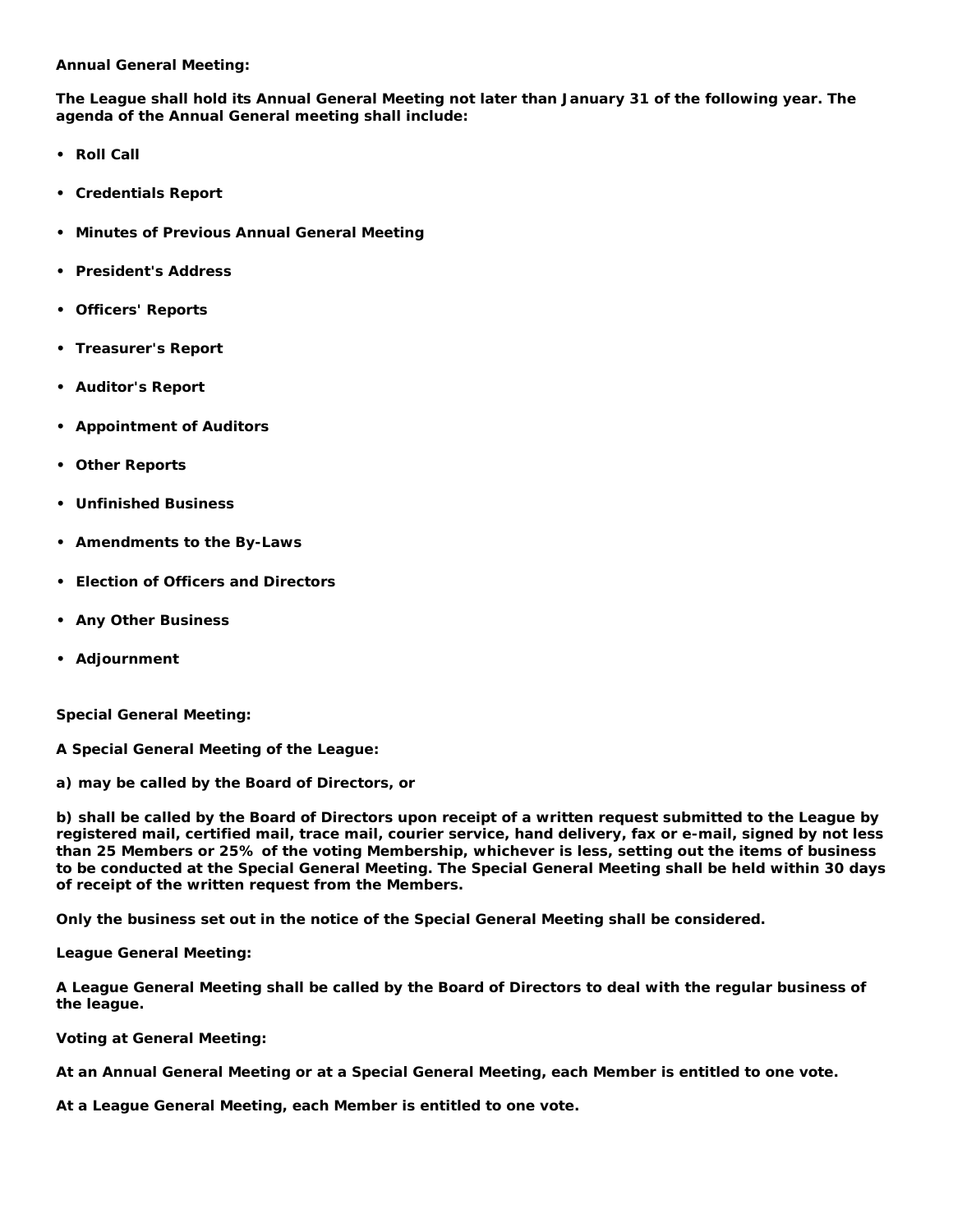**Annual General Meeting:**

**The League shall hold its Annual General Meeting not later than January 31 of the following year. The agenda of the Annual General meeting shall include:**

- **Roll Call**
- **Credentials Report**
- **Minutes of Previous Annual General Meeting**
- **President's Address**
- **Officers' Reports**
- **Treasurer's Report**
- **Auditor's Report**
- **Appointment of Auditors**
- **Other Reports**
- **Unfinished Business**
- **Amendments to the By-Laws**
- **Election of Officers and Directors**
- **Any Other Business**
- **Adjournment**

**Special General Meeting:**

**A Special General Meeting of the League:**

**a) may be called by the Board of Directors, or**

**b) shall be called by the Board of Directors upon receipt of a written request submitted to the League by registered mail, certified mail, trace mail, courier service, hand delivery, fax or e-mail, signed by not less than 25 Members or 25% of the voting Membership, whichever is less, setting out the items of business to be conducted at the Special General Meeting. The Special General Meeting shall be held within 30 days of receipt of the written request from the Members.**

**Only the business set out in the notice of the Special General Meeting shall be considered.**

**League General Meeting:**

**A League General Meeting shall be called by the Board of Directors to deal with the regular business of the league.**

**Voting at General Meeting:**

**At an Annual General Meeting or at a Special General Meeting, each Member is entitled to one vote.**

**At a League General Meeting, each Member is entitled to one vote.**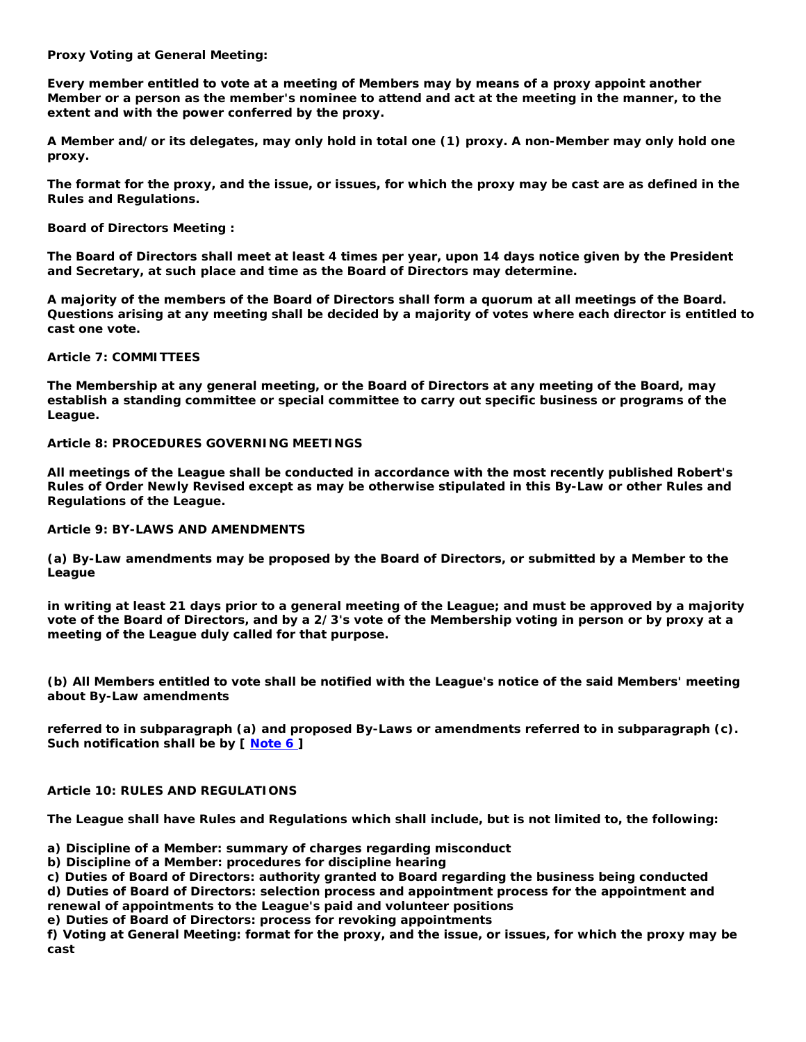**Proxy Voting at General Meeting:**

**Every member entitled to vote at a meeting of Members may by means of a proxy appoint another Member or a person as the member's nominee to attend and act at the meeting in the manner, to the extent and with the power conferred by the proxy.**

**A Member and/or its delegates, may only hold in total one (1) proxy. A non-Member may only hold one proxy.**

**The format for the proxy, and the issue, or issues, for which the proxy may be cast are as defined in the Rules and Regulations.**

**Board of Directors Meeting :**

**The Board of Directors shall meet at least 4 times per year, upon 14 days notice given by the President and Secretary, at such place and time as the Board of Directors may determine.**

**A majority of the members of the Board of Directors shall form a quorum at all meetings of the Board. Questions arising at any meeting shall be decided by a majority of votes where each director is entitled to cast one vote.**

**Article 7: COMMITTEES**

**The Membership at any general meeting, or the Board of Directors at any meeting of the Board, may establish a standing committee or special committee to carry out specific business or programs of the League.**

**Article 8: PROCEDURES GOVERNING MEETINGS**

**All meetings of the League shall be conducted in accordance with the most recently published Robert's Rules of Order Newly Revised except as may be otherwise stipulated in this By-Law or other Rules and Regulations of the League.**

**Article 9: BY-LAWS AND AMENDMENTS**

**(a) By-Law amendments may be proposed by the Board of Directors, or submitted by a Member to the League**

**in writing at least 21 days prior to a general meeting of the League; and must be approved by a majority vote of the Board of Directors, and by a 2/3's vote of the Membership voting in person or by proxy at a meeting of the League duly called for that purpose.**

**(b) All Members entitled to vote shall be notified with the League's notice of the said Members' meeting about By-Law amendments**

**referred to in subparagraph (a) and proposed By-Laws or amendments referred to in subparagraph (c). Such notification shall be by [ Note 6 ]**

**Article 10: RULES AND REGULATIONS**

**The League shall have Rules and Regulations which shall include, but is not limited to, the following:**

**a) Discipline of a Member: summary of charges regarding misconduct**
**b) Discipline of a Member: procedures for discipline hearing**
**c) Duties of Board of Directors: authority granted to Board regarding the business being conducted**
**d) Duties of Board of Directors: selection process and appointment process for the appointment and renewal of appointments to the League's paid and volunteer positions**
**e) Duties of Board of Directors: process for revoking appointments**
**f) Voting at General Meeting: format for the proxy, and the issue, or issues, for which the proxy may be cast**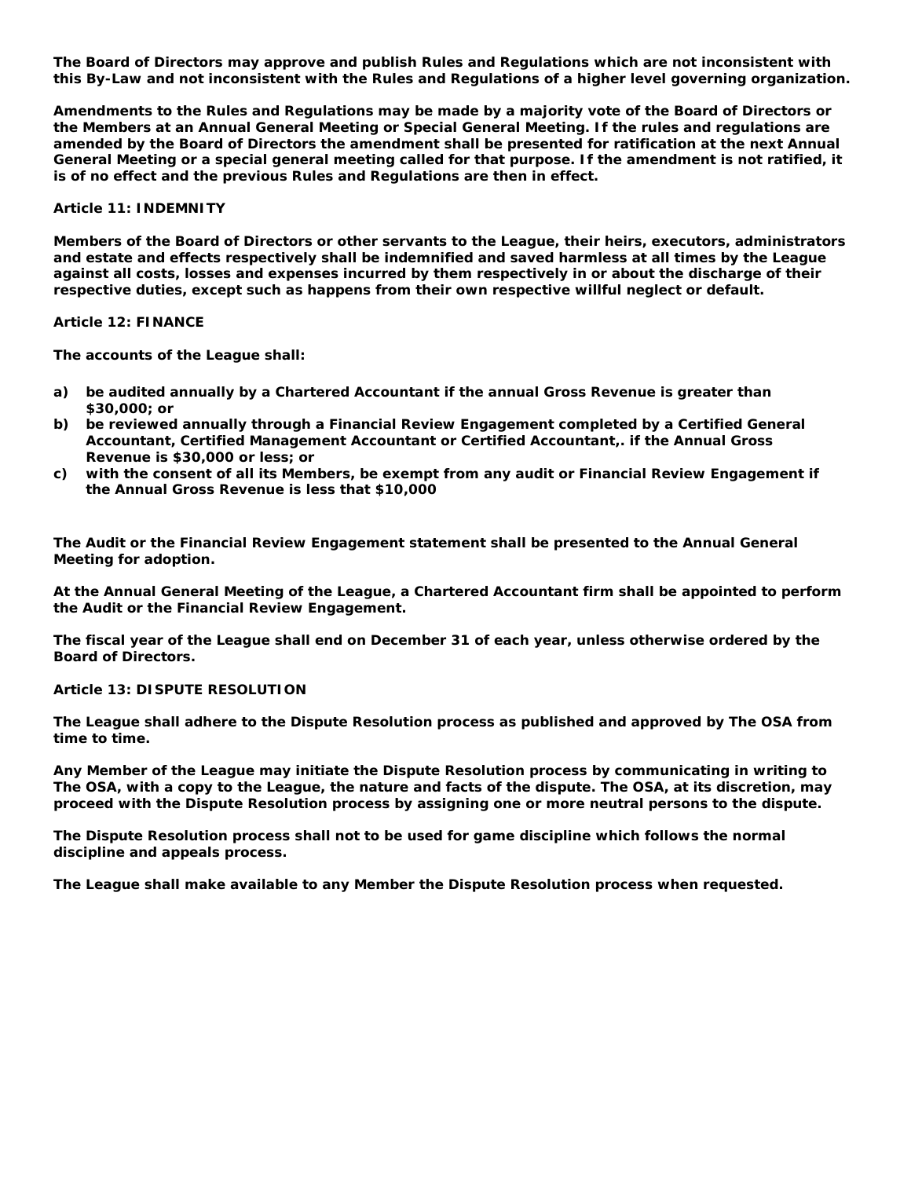The Board of Directors may approve and publish Rules and Regulations which are not inconsistent with this By-Law and not inconsistent with the Rules and Regulations of a higher level governing organization.

Amendments to the Rules and Regulations may be made by a majority vote of the Board of Directors or the Members at an Annual General Meeting or Special General Meeting. If the rules and regulations are amended by the Board of Directors the amendment shall be presented for ratification at the next Annual General Meeting or a special general meeting called for that purpose. If the amendment is not ratified, it is of no effect and the previous Rules and Regulations are then in effect.

## Article 11: INDEMNITY

Members of the Board of Directors or other servants to the League, their heirs, executors, administrators and estate and effects respectively shall be indemnified and saved harmless at all times by the League against all costs, losses and expenses incurred by them respectively in or about the discharge of their respective duties, except such as happens from their own respective willful neglect or default.

## Article 12: FINANCE

The accounts of the League shall:

a) be audited annually by a Chartered Accountant if the annual Gross Revenue is greater than $30,000; or
b) be reviewed annually through a Financial Review Engagement completed by a Certified General Accountant, Certified Management Accountant or Certified Accountant,. if the Annual Gross Revenue is $30,000 or less; or
c) with the consent of all its Members, be exempt from any audit or Financial Review Engagement if the Annual Gross Revenue is less that $10,000

The Audit or the Financial Review Engagement statement shall be presented to the Annual General Meeting for adoption.

At the Annual General Meeting of the League, a Chartered Accountant firm shall be appointed to perform the Audit or the Financial Review Engagement.

The fiscal year of the League shall end on December 31 of each year, unless otherwise ordered by the Board of Directors.

## Article 13: DISPUTE RESOLUTION

The League shall adhere to the Dispute Resolution process as published and approved by The OSA from time to time.

Any Member of the League may initiate the Dispute Resolution process by communicating in writing to The OSA, with a copy to the League, the nature and facts of the dispute. The OSA, at its discretion, may proceed with the Dispute Resolution process by assigning one or more neutral persons to the dispute.

The Dispute Resolution process shall not to be used for game discipline which follows the normal discipline and appeals process.

The League shall make available to any Member the Dispute Resolution process when requested.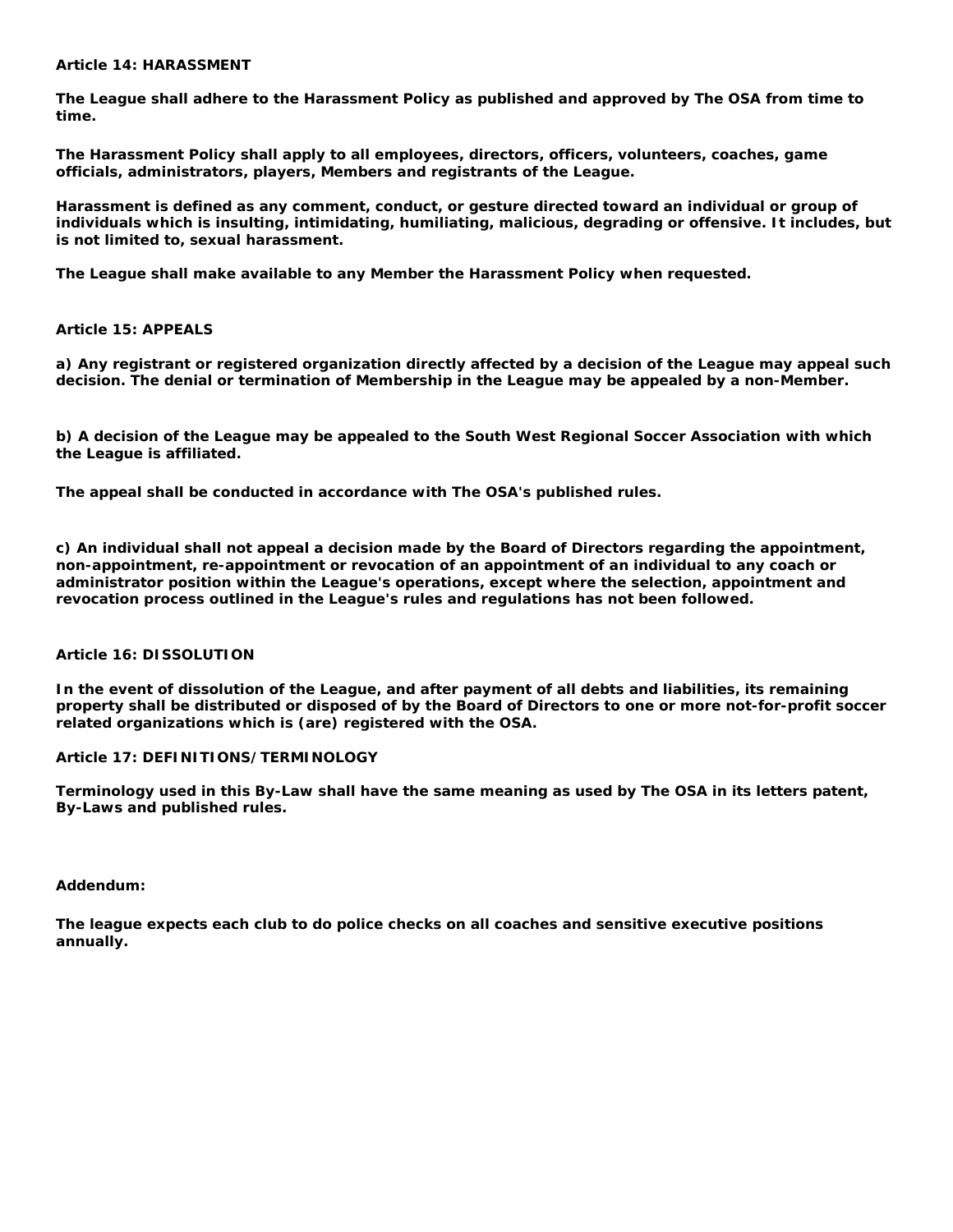## Article 14: HARASSMENT

The League shall adhere to the Harassment Policy as published and approved by The OSA from time to time.

The Harassment Policy shall apply to all employees, directors, officers, volunteers, coaches, game officials, administrators, players, Members and registrants of the League.

Harassment is defined as any comment, conduct, or gesture directed toward an individual or group of individuals which is insulting, intimidating, humiliating, malicious, degrading or offensive. It includes, but is not limited to, sexual harassment.

The League shall make available to any Member the Harassment Policy when requested.

## Article 15: APPEALS

a) Any registrant or registered organization directly affected by a decision of the League may appeal such decision. The denial or termination of Membership in the League may be appealed by a non-Member.

b) A decision of the League may be appealed to the South West Regional Soccer Association with which the League is affiliated.

The appeal shall be conducted in accordance with The OSA's published rules.

c) An individual shall not appeal a decision made by the Board of Directors regarding the appointment, non-appointment, re-appointment or revocation of an appointment of an individual to any coach or administrator position within the League's operations, except where the selection, appointment and revocation process outlined in the League's rules and regulations has not been followed.

## Article 16: DISSOLUTION

In the event of dissolution of the League, and after payment of all debts and liabilities, its remaining property shall be distributed or disposed of by the Board of Directors to one or more not-for-profit soccer related organizations which is (are) registered with the OSA.

## Article 17: DEFINITIONS/TERMINOLOGY

Terminology used in this By-Law shall have the same meaning as used by The OSA in its letters patent, By-Laws and published rules.

## Addendum:

The league expects each club to do police checks on all coaches and sensitive executive positions annually.